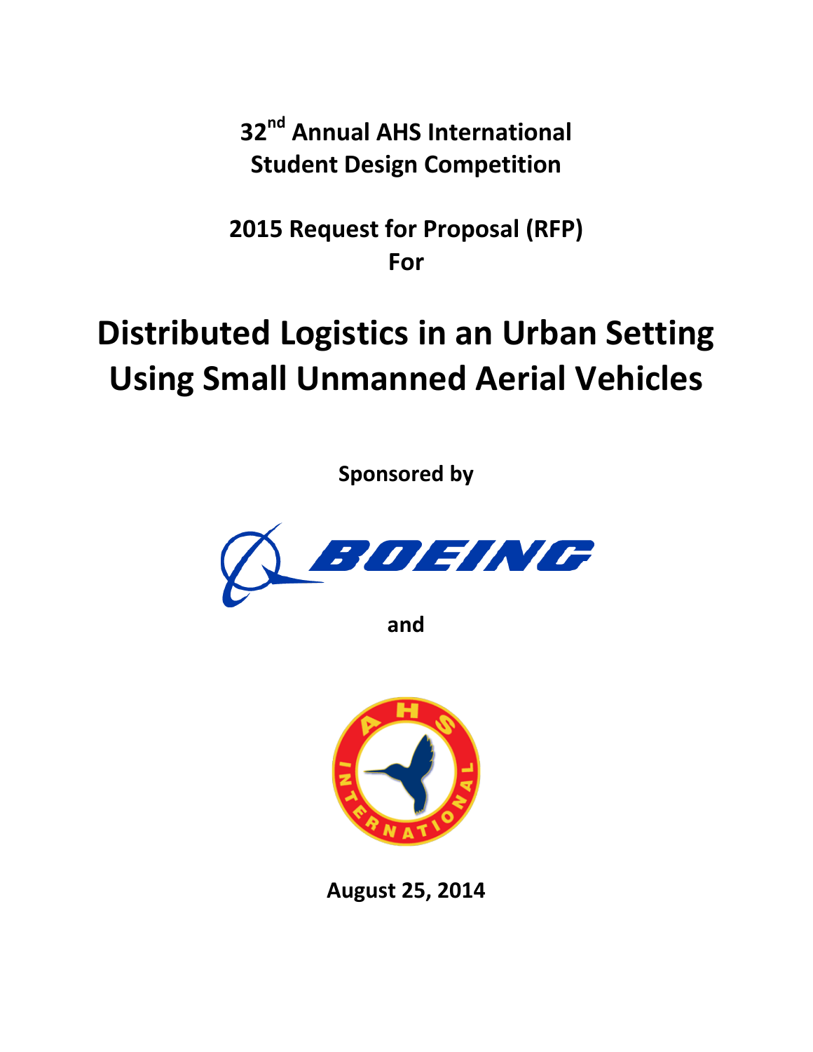**32nd Annual AHS International Student Design Competition**

**2015 Request for Proposal (RFP) For**

# Distributed Logistics in an Urban Setting Using Small Unmanned Aerial Vehicles

**Sponsored by**

BOEING

**and**

AHS INTERNATIONAL

**August 25, 2014**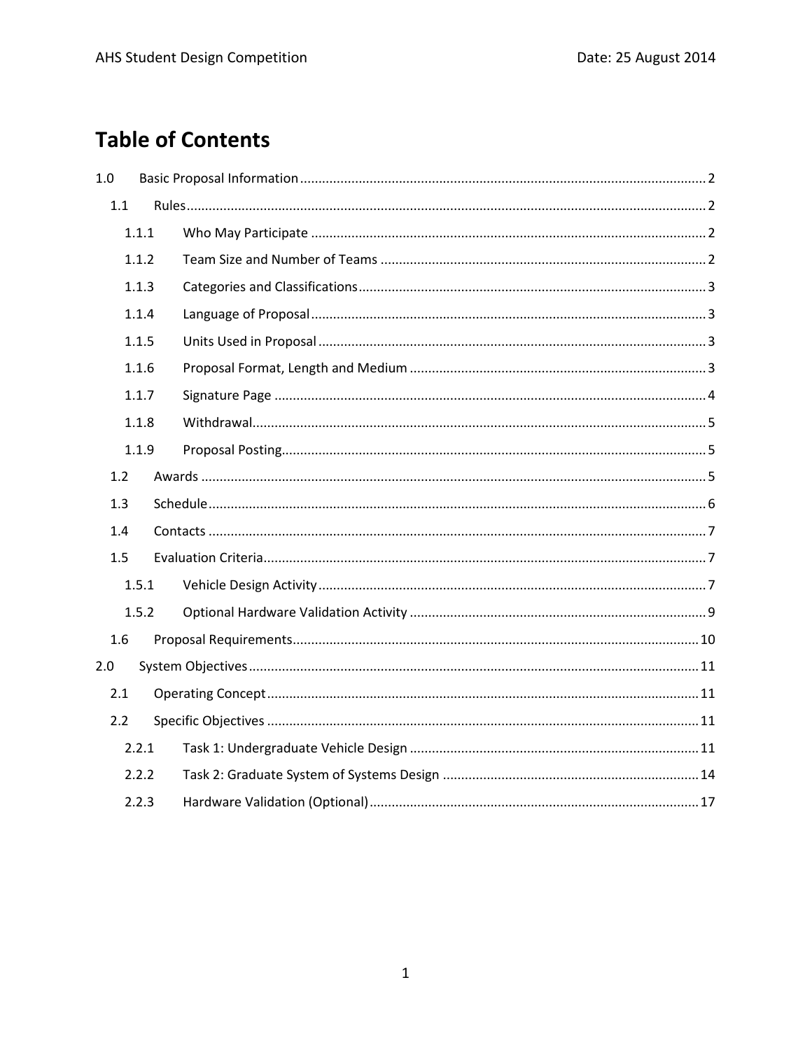# Table of Contents

- 1.0 Basic Proposal Information .......... 2
  - 1.1 Rules .......... 2
    - 1.1.1 Who May Participate .......... 2
    - 1.1.2 Team Size and Number of Teams .......... 2
    - 1.1.3 Categories and Classifications .......... 3
    - 1.1.4 Language of Proposal .......... 3
    - 1.1.5 Units Used in Proposal .......... 3
    - 1.1.6 Proposal Format, Length and Medium .......... 3
    - 1.1.7 Signature Page .......... 4
    - 1.1.8 Withdrawal .......... 5
    - 1.1.9 Proposal Posting .......... 5
  - 1.2 Awards .......... 5
  - 1.3 Schedule .......... 6
  - 1.4 Contacts .......... 7
  - 1.5 Evaluation Criteria .......... 7
    - 1.5.1 Vehicle Design Activity .......... 7
    - 1.5.2 Optional Hardware Validation Activity .......... 9
  - 1.6 Proposal Requirements .......... 10
- 2.0 System Objectives .......... 11
  - 2.1 Operating Concept .......... 11
  - 2.2 Specific Objectives .......... 11
    - 2.2.1 Task 1: Undergraduate Vehicle Design .......... 11
    - 2.2.2 Task 2: Graduate System of Systems Design .......... 14
    - 2.2.3 Hardware Validation (Optional) .......... 17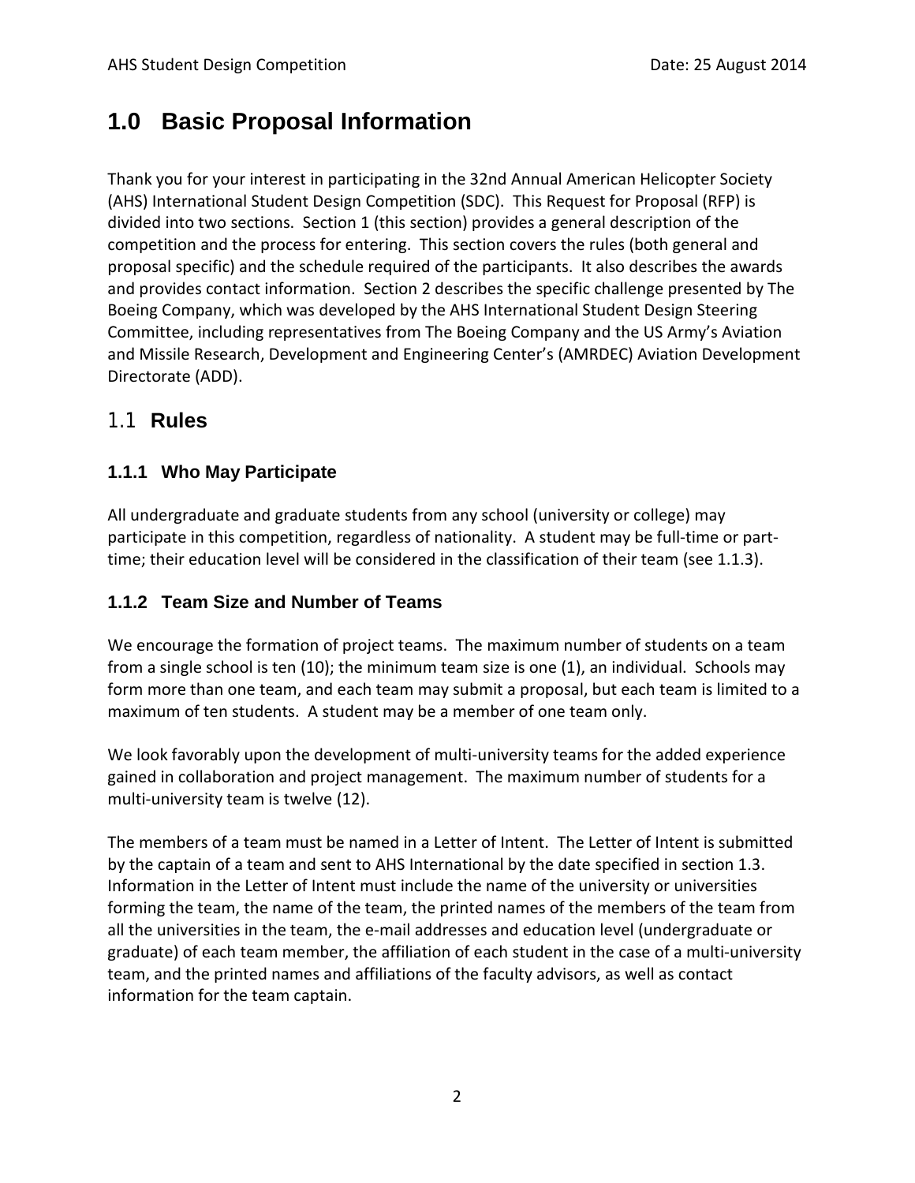# 1.0 Basic Proposal Information

Thank you for your interest in participating in the 32nd Annual American Helicopter Society (AHS) International Student Design Competition (SDC). This Request for Proposal (RFP) is divided into two sections. Section 1 (this section) provides a general description of the competition and the process for entering. This section covers the rules (both general and proposal specific) and the schedule required of the participants. It also describes the awards and provides contact information. Section 2 describes the specific challenge presented by The Boeing Company, which was developed by the AHS International Student Design Steering Committee, including representatives from The Boeing Company and the US Army's Aviation and Missile Research, Development and Engineering Center's (AMRDEC) Aviation Development Directorate (ADD).

## 1.1 Rules

### 1.1.1 Who May Participate

All undergraduate and graduate students from any school (university or college) may participate in this competition, regardless of nationality. A student may be full-time or part-time; their education level will be considered in the classification of their team (see 1.1.3).

### 1.1.2 Team Size and Number of Teams

We encourage the formation of project teams. The maximum number of students on a team from a single school is ten (10); the minimum team size is one (1), an individual. Schools may form more than one team, and each team may submit a proposal, but each team is limited to a maximum of ten students. A student may be a member of one team only.

We look favorably upon the development of multi-university teams for the added experience gained in collaboration and project management. The maximum number of students for a multi-university team is twelve (12).

The members of a team must be named in a Letter of Intent. The Letter of Intent is submitted by the captain of a team and sent to AHS International by the date specified in section 1.3. Information in the Letter of Intent must include the name of the university or universities forming the team, the name of the team, the printed names of the members of the team from all the universities in the team, the e-mail addresses and education level (undergraduate or graduate) of each team member, the affiliation of each student in the case of a multi-university team, and the printed names and affiliations of the faculty advisors, as well as contact information for the team captain.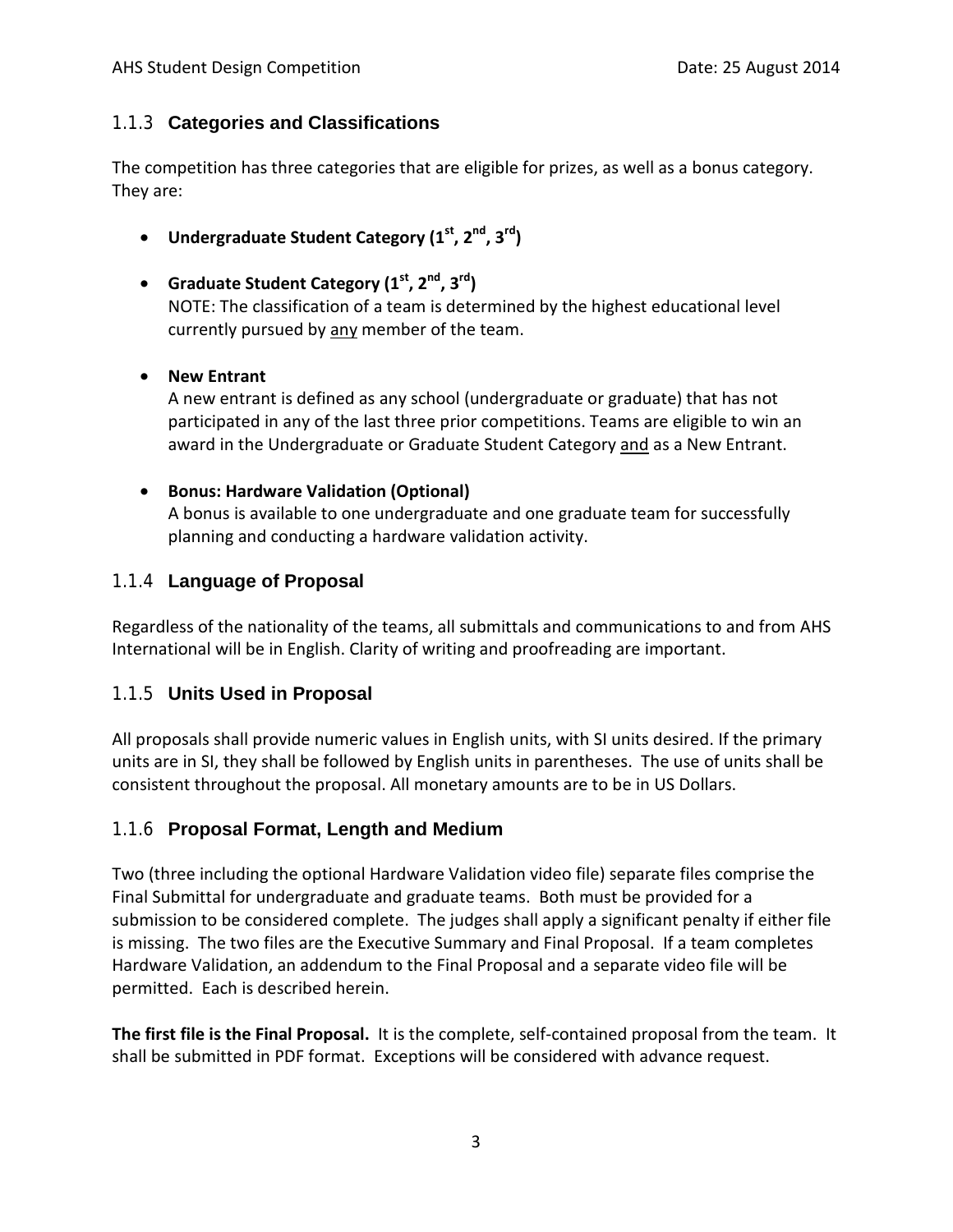### 1.1.3 Categories and Classifications

The competition has three categories that are eligible for prizes, as well as a bonus category. They are:

- **Undergraduate Student Category (1st, 2nd, 3rd)**
- **Graduate Student Category (1st, 2nd, 3rd)**
  NOTE: The classification of a team is determined by the highest educational level currently pursued by any member of the team.
- **New Entrant**
  A new entrant is defined as any school (undergraduate or graduate) that has not participated in any of the last three prior competitions. Teams are eligible to win an award in the Undergraduate or Graduate Student Category and as a New Entrant.
- **Bonus: Hardware Validation (Optional)**
  A bonus is available to one undergraduate and one graduate team for successfully planning and conducting a hardware validation activity.

### 1.1.4 Language of Proposal

Regardless of the nationality of the teams, all submittals and communications to and from AHS International will be in English. Clarity of writing and proofreading are important.

### 1.1.5 Units Used in Proposal

All proposals shall provide numeric values in English units, with SI units desired. If the primary units are in SI, they shall be followed by English units in parentheses. The use of units shall be consistent throughout the proposal. All monetary amounts are to be in US Dollars.

### 1.1.6 Proposal Format, Length and Medium

Two (three including the optional Hardware Validation video file) separate files comprise the Final Submittal for undergraduate and graduate teams. Both must be provided for a submission to be considered complete. The judges shall apply a significant penalty if either file is missing. The two files are the Executive Summary and Final Proposal. If a team completes Hardware Validation, an addendum to the Final Proposal and a separate video file will be permitted. Each is described herein.

**The first file is the Final Proposal.** It is the complete, self-contained proposal from the team. It shall be submitted in PDF format. Exceptions will be considered with advance request.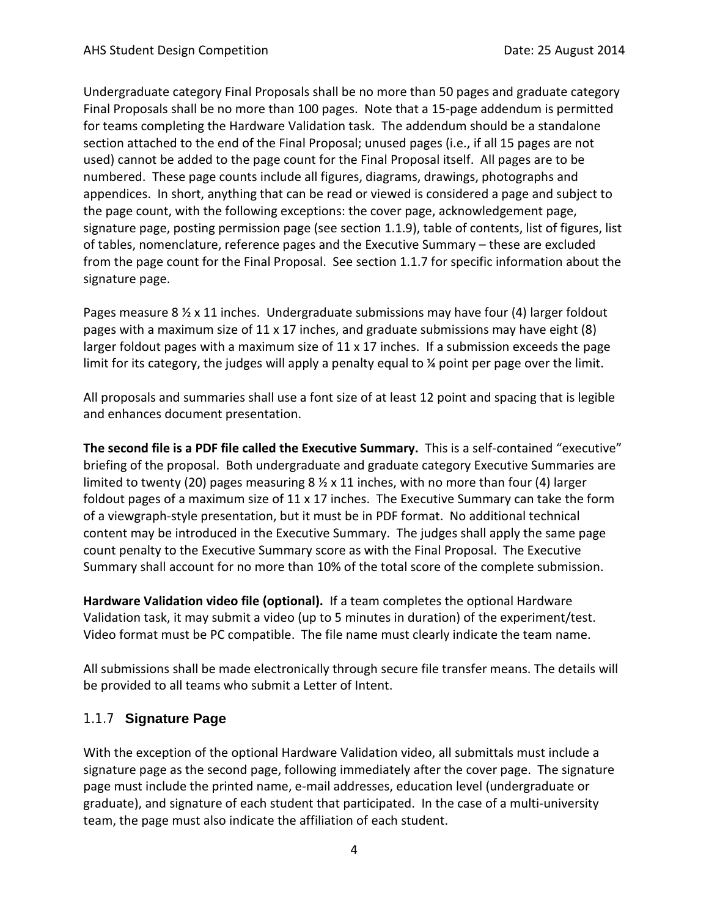Undergraduate category Final Proposals shall be no more than 50 pages and graduate category Final Proposals shall be no more than 100 pages. Note that a 15-page addendum is permitted for teams completing the Hardware Validation task. The addendum should be a standalone section attached to the end of the Final Proposal; unused pages (i.e., if all 15 pages are not used) cannot be added to the page count for the Final Proposal itself. All pages are to be numbered. These page counts include all figures, diagrams, drawings, photographs and appendices. In short, anything that can be read or viewed is considered a page and subject to the page count, with the following exceptions: the cover page, acknowledgement page, signature page, posting permission page (see section 1.1.9), table of contents, list of figures, list of tables, nomenclature, reference pages and the Executive Summary – these are excluded from the page count for the Final Proposal. See section 1.1.7 for specific information about the signature page.

Pages measure 8 ½ x 11 inches. Undergraduate submissions may have four (4) larger foldout pages with a maximum size of 11 x 17 inches, and graduate submissions may have eight (8) larger foldout pages with a maximum size of 11 x 17 inches. If a submission exceeds the page limit for its category, the judges will apply a penalty equal to ¼ point per page over the limit.

All proposals and summaries shall use a font size of at least 12 point and spacing that is legible and enhances document presentation.

**The second file is a PDF file called the Executive Summary.** This is a self-contained "executive" briefing of the proposal. Both undergraduate and graduate category Executive Summaries are limited to twenty (20) pages measuring 8 ½ x 11 inches, with no more than four (4) larger foldout pages of a maximum size of 11 x 17 inches. The Executive Summary can take the form of a viewgraph-style presentation, but it must be in PDF format. No additional technical content may be introduced in the Executive Summary. The judges shall apply the same page count penalty to the Executive Summary score as with the Final Proposal. The Executive Summary shall account for no more than 10% of the total score of the complete submission.

**Hardware Validation video file (optional).** If a team completes the optional Hardware Validation task, it may submit a video (up to 5 minutes in duration) of the experiment/test. Video format must be PC compatible. The file name must clearly indicate the team name.

All submissions shall be made electronically through secure file transfer means. The details will be provided to all teams who submit a Letter of Intent.

### 1.1.7 Signature Page

With the exception of the optional Hardware Validation video, all submittals must include a signature page as the second page, following immediately after the cover page. The signature page must include the printed name, e-mail addresses, education level (undergraduate or graduate), and signature of each student that participated. In the case of a multi-university team, the page must also indicate the affiliation of each student.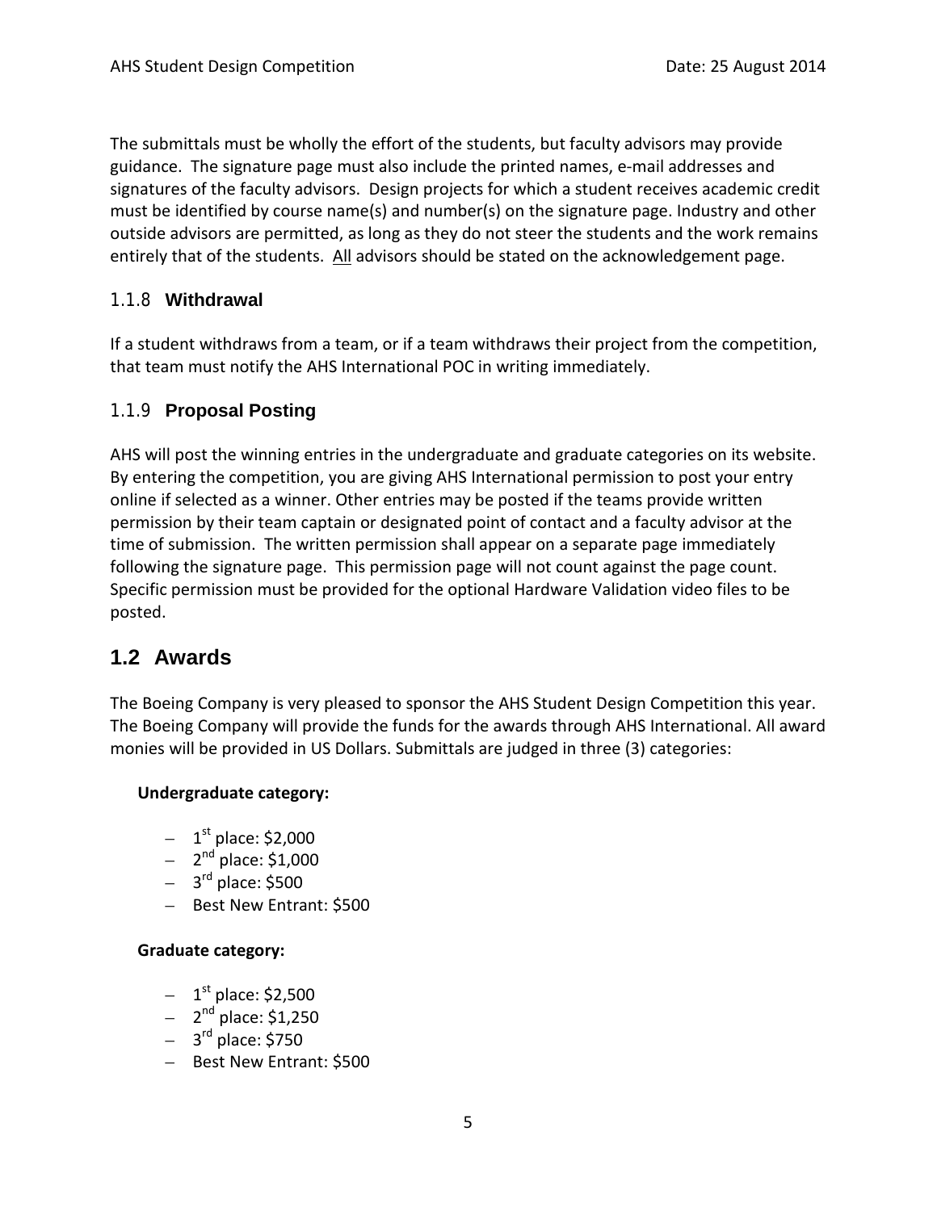The submittals must be wholly the effort of the students, but faculty advisors may provide guidance. The signature page must also include the printed names, e-mail addresses and signatures of the faculty advisors. Design projects for which a student receives academic credit must be identified by course name(s) and number(s) on the signature page. Industry and other outside advisors are permitted, as long as they do not steer the students and the work remains entirely that of the students. All advisors should be stated on the acknowledgement page.

### 1.1.8 Withdrawal

If a student withdraws from a team, or if a team withdraws their project from the competition, that team must notify the AHS International POC in writing immediately.

### 1.1.9 Proposal Posting

AHS will post the winning entries in the undergraduate and graduate categories on its website. By entering the competition, you are giving AHS International permission to post your entry online if selected as a winner. Other entries may be posted if the teams provide written permission by their team captain or designated point of contact and a faculty advisor at the time of submission. The written permission shall appear on a separate page immediately following the signature page. This permission page will not count against the page count. Specific permission must be provided for the optional Hardware Validation video files to be posted.

## 1.2 Awards

The Boeing Company is very pleased to sponsor the AHS Student Design Competition this year. The Boeing Company will provide the funds for the awards through AHS International. All award monies will be provided in US Dollars. Submittals are judged in three (3) categories:

**Undergraduate category:**

- 1st place: $2,000
- 2nd place: $1,000
- 3rd place: $500
- Best New Entrant: $500

**Graduate category:**

- 1st place: $2,500
- 2nd place: $1,250
- 3rd place: $750
- Best New Entrant: $500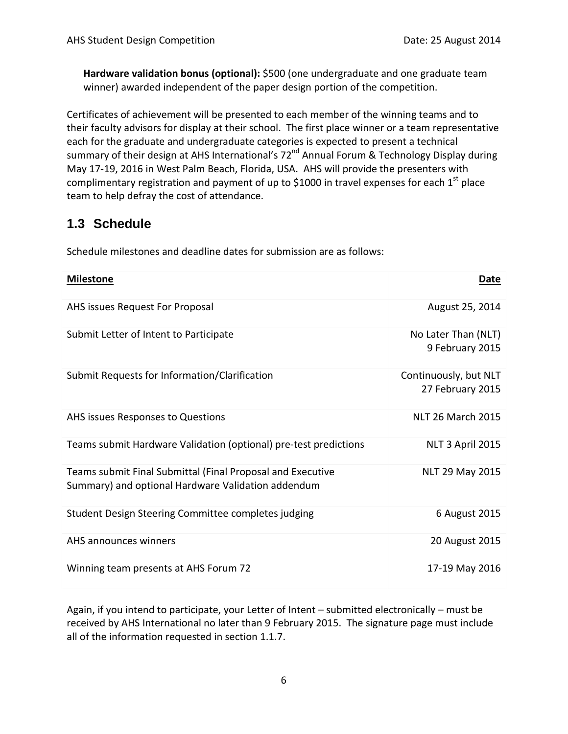**Hardware validation bonus (optional):** $500 (one undergraduate and one graduate team winner) awarded independent of the paper design portion of the competition.

Certificates of achievement will be presented to each member of the winning teams and to their faculty advisors for display at their school. The first place winner or a team representative each for the graduate and undergraduate categories is expected to present a technical summary of their design at AHS International's 72nd Annual Forum & Technology Display during May 17-19, 2016 in West Palm Beach, Florida, USA. AHS will provide the presenters with complimentary registration and payment of up to $1000 in travel expenses for each 1st place team to help defray the cost of attendance.

## 1.3 Schedule

Schedule milestones and deadline dates for submission are as follows:

| Milestone | Date |
|---|---|
| AHS issues Request For Proposal | August 25, 2014 |
| Submit Letter of Intent to Participate | No Later Than (NLT) 9 February 2015 |
| Submit Requests for Information/Clarification | Continuously, but NLT 27 February 2015 |
| AHS issues Responses to Questions | NLT 26 March 2015 |
| Teams submit Hardware Validation (optional) pre-test predictions | NLT 3 April 2015 |
| Teams submit Final Submittal (Final Proposal and Executive Summary) and optional Hardware Validation addendum | NLT 29 May 2015 |
| Student Design Steering Committee completes judging | 6 August 2015 |
| AHS announces winners | 20 August 2015 |
| Winning team presents at AHS Forum 72 | 17-19 May 2016 |

Again, if you intend to participate, your Letter of Intent – submitted electronically – must be received by AHS International no later than 9 February 2015. The signature page must include all of the information requested in section 1.1.7.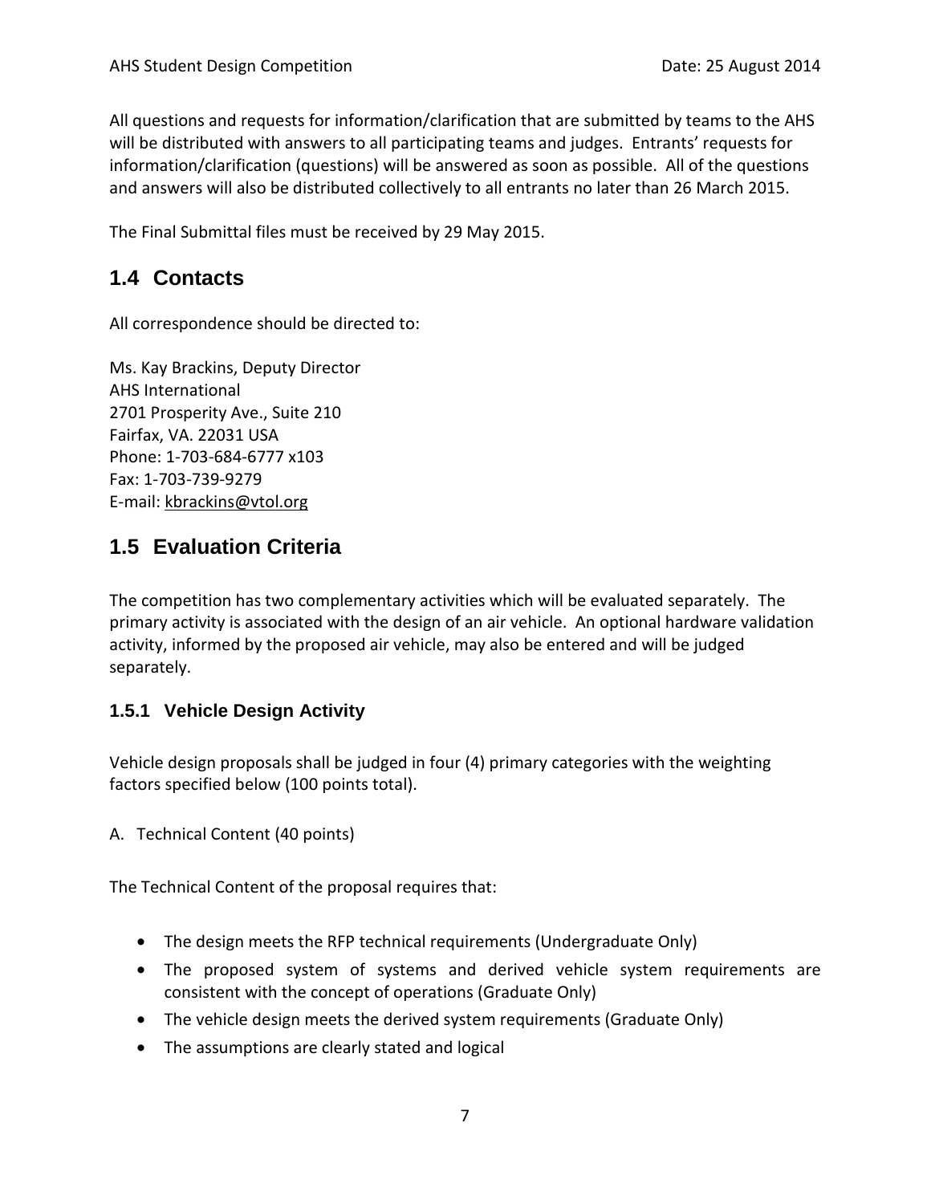All questions and requests for information/clarification that are submitted by teams to the AHS will be distributed with answers to all participating teams and judges. Entrants' requests for information/clarification (questions) will be answered as soon as possible. All of the questions and answers will also be distributed collectively to all entrants no later than 26 March 2015.

The Final Submittal files must be received by 29 May 2015.

## 1.4 Contacts

All correspondence should be directed to:

Ms. Kay Brackins, Deputy Director
AHS International
2701 Prosperity Ave., Suite 210
Fairfax, VA. 22031 USA
Phone: 1-703-684-6777 x103
Fax: 1-703-739-9279
E-mail: kbrackins@vtol.org

## 1.5 Evaluation Criteria

The competition has two complementary activities which will be evaluated separately. The primary activity is associated with the design of an air vehicle. An optional hardware validation activity, informed by the proposed air vehicle, may also be entered and will be judged separately.

### 1.5.1 Vehicle Design Activity

Vehicle design proposals shall be judged in four (4) primary categories with the weighting factors specified below (100 points total).

A. Technical Content (40 points)

The Technical Content of the proposal requires that:

- The design meets the RFP technical requirements (Undergraduate Only)
- The proposed system of systems and derived vehicle system requirements are consistent with the concept of operations (Graduate Only)
- The vehicle design meets the derived system requirements (Graduate Only)
- The assumptions are clearly stated and logical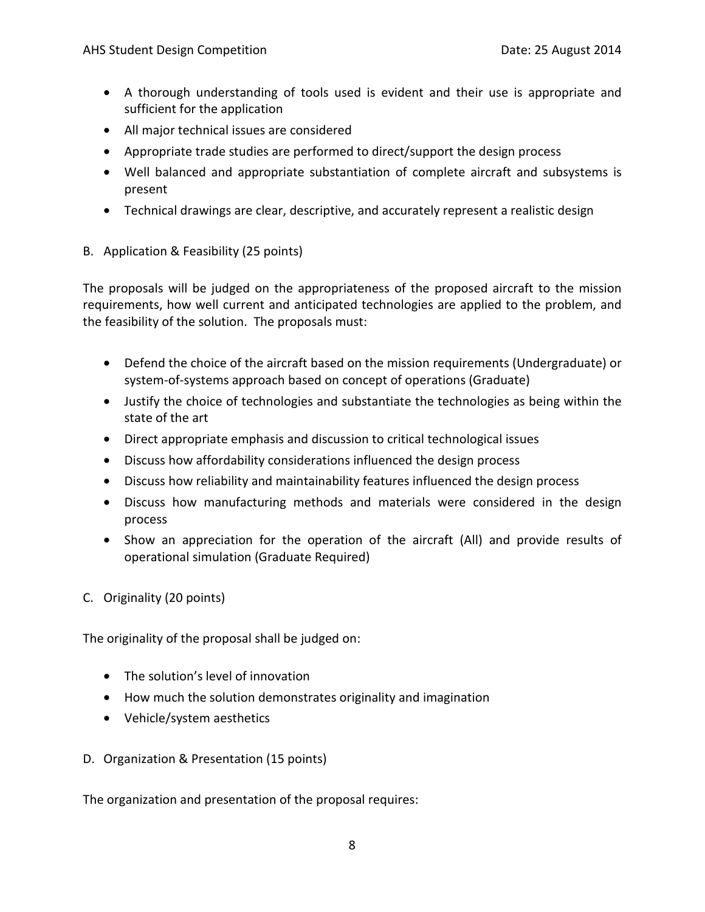- A thorough understanding of tools used is evident and their use is appropriate and sufficient for the application
- All major technical issues are considered
- Appropriate trade studies are performed to direct/support the design process
- Well balanced and appropriate substantiation of complete aircraft and subsystems is present
- Technical drawings are clear, descriptive, and accurately represent a realistic design

B. Application & Feasibility (25 points)

The proposals will be judged on the appropriateness of the proposed aircraft to the mission requirements, how well current and anticipated technologies are applied to the problem, and the feasibility of the solution. The proposals must:

- Defend the choice of the aircraft based on the mission requirements (Undergraduate) or system-of-systems approach based on concept of operations (Graduate)
- Justify the choice of technologies and substantiate the technologies as being within the state of the art
- Direct appropriate emphasis and discussion to critical technological issues
- Discuss how affordability considerations influenced the design process
- Discuss how reliability and maintainability features influenced the design process
- Discuss how manufacturing methods and materials were considered in the design process
- Show an appreciation for the operation of the aircraft (All) and provide results of operational simulation (Graduate Required)

C. Originality (20 points)

The originality of the proposal shall be judged on:

- The solution's level of innovation
- How much the solution demonstrates originality and imagination
- Vehicle/system aesthetics

D. Organization & Presentation (15 points)

The organization and presentation of the proposal requires: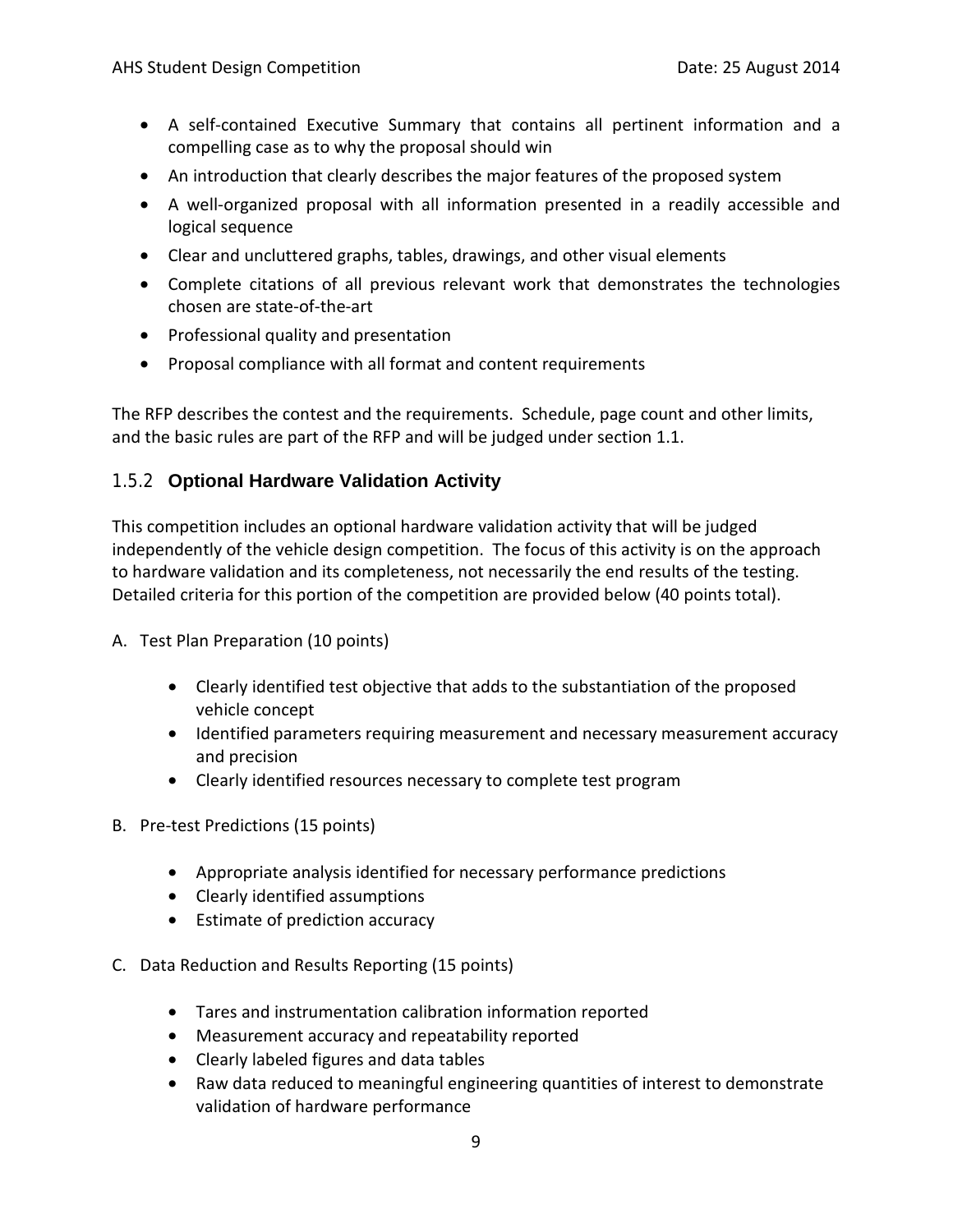- A self-contained Executive Summary that contains all pertinent information and a compelling case as to why the proposal should win
- An introduction that clearly describes the major features of the proposed system
- A well-organized proposal with all information presented in a readily accessible and logical sequence
- Clear and uncluttered graphs, tables, drawings, and other visual elements
- Complete citations of all previous relevant work that demonstrates the technologies chosen are state-of-the-art
- Professional quality and presentation
- Proposal compliance with all format and content requirements

The RFP describes the contest and the requirements. Schedule, page count and other limits, and the basic rules are part of the RFP and will be judged under section 1.1.

### 1.5.2 Optional Hardware Validation Activity

This competition includes an optional hardware validation activity that will be judged independently of the vehicle design competition. The focus of this activity is on the approach to hardware validation and its completeness, not necessarily the end results of the testing. Detailed criteria for this portion of the competition are provided below (40 points total).

A. Test Plan Preparation (10 points)

   - Clearly identified test objective that adds to the substantiation of the proposed vehicle concept
   - Identified parameters requiring measurement and necessary measurement accuracy and precision
   - Clearly identified resources necessary to complete test program

B. Pre-test Predictions (15 points)

   - Appropriate analysis identified for necessary performance predictions
   - Clearly identified assumptions
   - Estimate of prediction accuracy

C. Data Reduction and Results Reporting (15 points)

   - Tares and instrumentation calibration information reported
   - Measurement accuracy and repeatability reported
   - Clearly labeled figures and data tables
   - Raw data reduced to meaningful engineering quantities of interest to demonstrate validation of hardware performance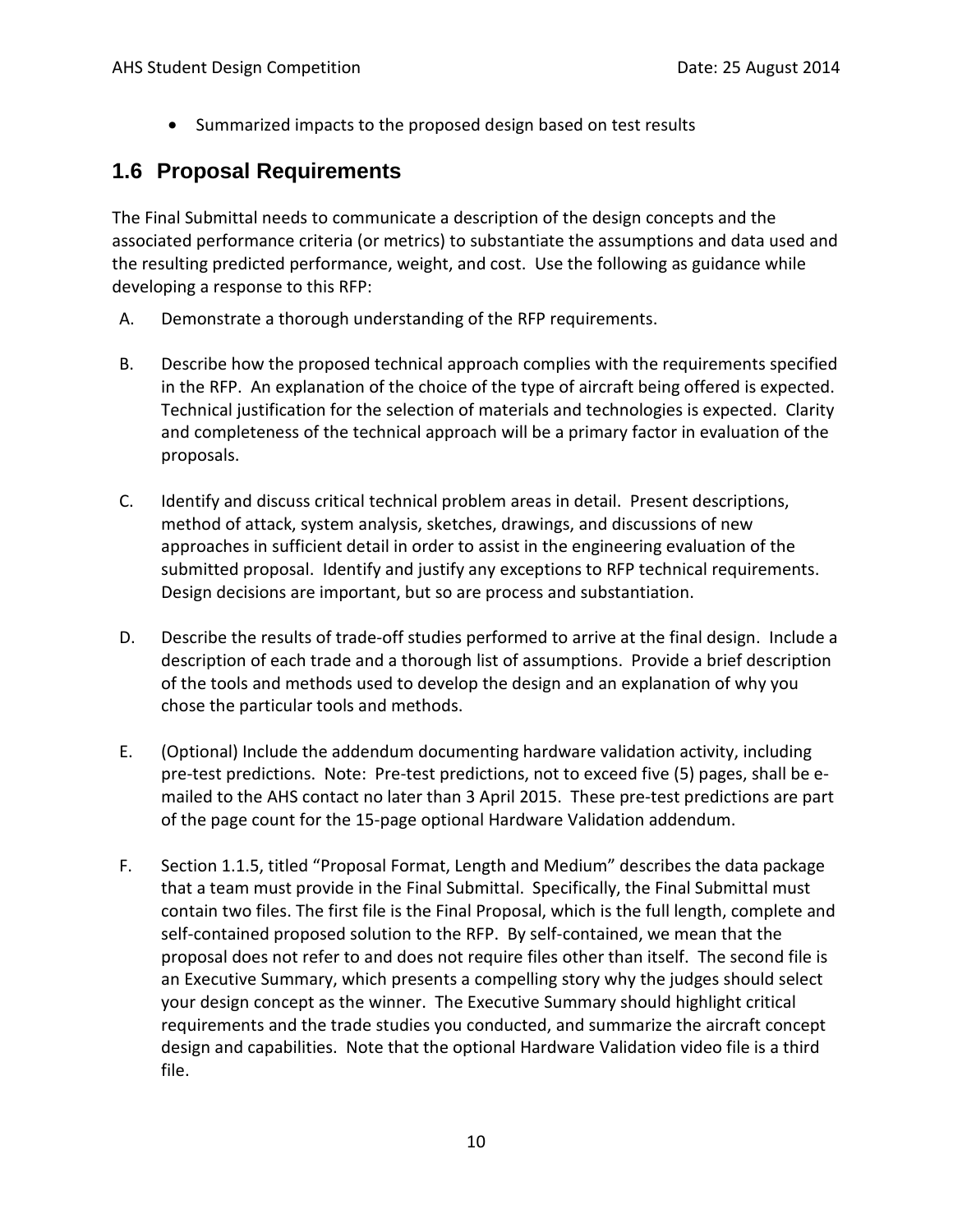- Summarized impacts to the proposed design based on test results

## 1.6 Proposal Requirements

The Final Submittal needs to communicate a description of the design concepts and the associated performance criteria (or metrics) to substantiate the assumptions and data used and the resulting predicted performance, weight, and cost. Use the following as guidance while developing a response to this RFP:

A. Demonstrate a thorough understanding of the RFP requirements.

B. Describe how the proposed technical approach complies with the requirements specified in the RFP. An explanation of the choice of the type of aircraft being offered is expected. Technical justification for the selection of materials and technologies is expected. Clarity and completeness of the technical approach will be a primary factor in evaluation of the proposals.

C. Identify and discuss critical technical problem areas in detail. Present descriptions, method of attack, system analysis, sketches, drawings, and discussions of new approaches in sufficient detail in order to assist in the engineering evaluation of the submitted proposal. Identify and justify any exceptions to RFP technical requirements. Design decisions are important, but so are process and substantiation.

D. Describe the results of trade-off studies performed to arrive at the final design. Include a description of each trade and a thorough list of assumptions. Provide a brief description of the tools and methods used to develop the design and an explanation of why you chose the particular tools and methods.

E. (Optional) Include the addendum documenting hardware validation activity, including pre-test predictions. Note: Pre-test predictions, not to exceed five (5) pages, shall be e-mailed to the AHS contact no later than 3 April 2015. These pre-test predictions are part of the page count for the 15-page optional Hardware Validation addendum.

F. Section 1.1.5, titled "Proposal Format, Length and Medium" describes the data package that a team must provide in the Final Submittal. Specifically, the Final Submittal must contain two files. The first file is the Final Proposal, which is the full length, complete and self-contained proposed solution to the RFP. By self-contained, we mean that the proposal does not refer to and does not require files other than itself. The second file is an Executive Summary, which presents a compelling story why the judges should select your design concept as the winner. The Executive Summary should highlight critical requirements and the trade studies you conducted, and summarize the aircraft concept design and capabilities. Note that the optional Hardware Validation video file is a third file.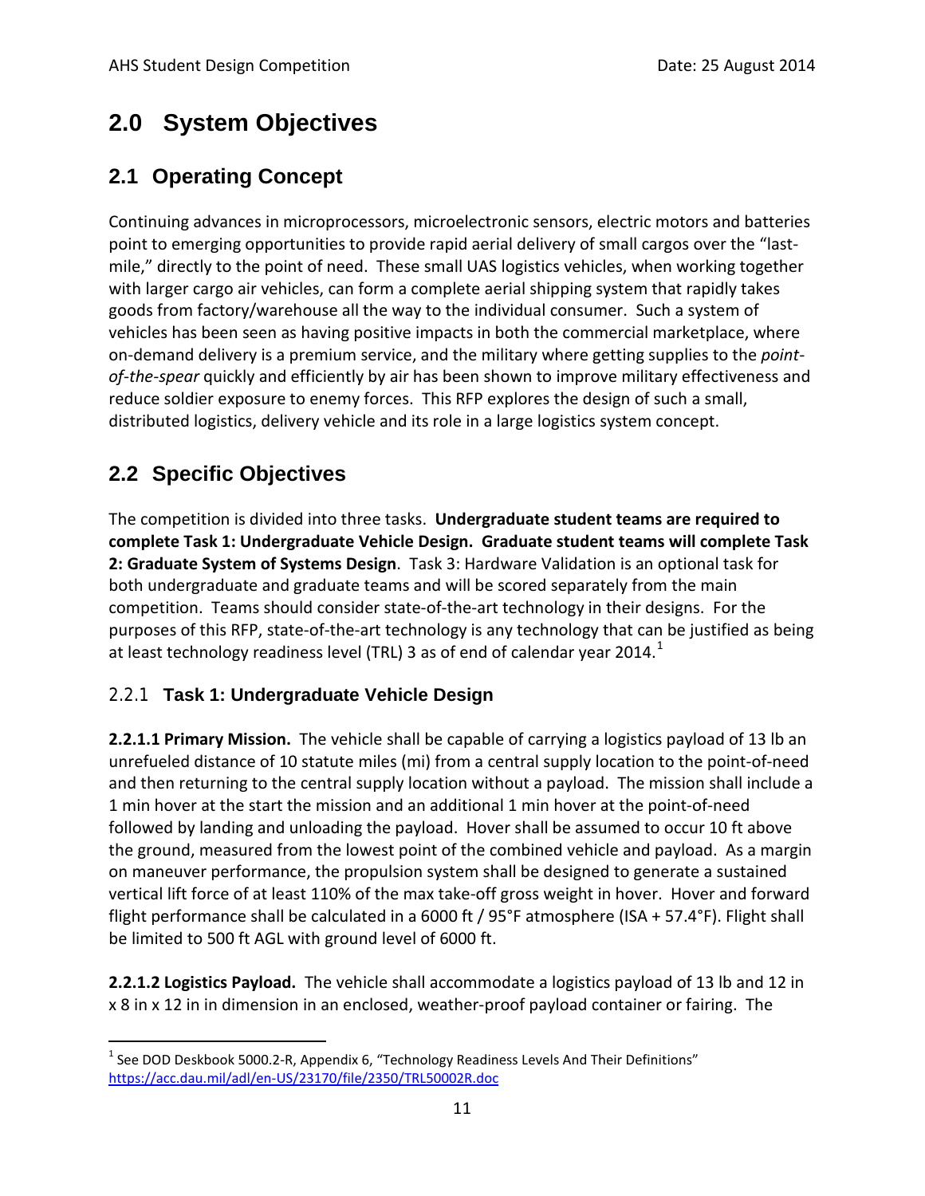# 2.0 System Objectives

## 2.1 Operating Concept

Continuing advances in microprocessors, microelectronic sensors, electric motors and batteries point to emerging opportunities to provide rapid aerial delivery of small cargos over the "last-mile," directly to the point of need. These small UAS logistics vehicles, when working together with larger cargo air vehicles, can form a complete aerial shipping system that rapidly takes goods from factory/warehouse all the way to the individual consumer. Such a system of vehicles has been seen as having positive impacts in both the commercial marketplace, where on-demand delivery is a premium service, and the military where getting supplies to the *point-of-the-spear* quickly and efficiently by air has been shown to improve military effectiveness and reduce soldier exposure to enemy forces. This RFP explores the design of such a small, distributed logistics, delivery vehicle and its role in a large logistics system concept.

## 2.2 Specific Objectives

The competition is divided into three tasks. **Undergraduate student teams are required to complete Task 1: Undergraduate Vehicle Design. Graduate student teams will complete Task 2: Graduate System of Systems Design**. Task 3: Hardware Validation is an optional task for both undergraduate and graduate teams and will be scored separately from the main competition. Teams should consider state-of-the-art technology in their designs. For the purposes of this RFP, state-of-the-art technology is any technology that can be justified as being at least technology readiness level (TRL) 3 as of end of calendar year 2014.[1]

### 2.2.1 Task 1: Undergraduate Vehicle Design

**2.2.1.1 Primary Mission.** The vehicle shall be capable of carrying a logistics payload of 13 lb an unrefueled distance of 10 statute miles (mi) from a central supply location to the point-of-need and then returning to the central supply location without a payload. The mission shall include a 1 min hover at the start the mission and an additional 1 min hover at the point-of-need followed by landing and unloading the payload. Hover shall be assumed to occur 10 ft above the ground, measured from the lowest point of the combined vehicle and payload. As a margin on maneuver performance, the propulsion system shall be designed to generate a sustained vertical lift force of at least 110% of the max take-off gross weight in hover. Hover and forward flight performance shall be calculated in a 6000 ft / 95°F atmosphere (ISA + 57.4°F). Flight shall be limited to 500 ft AGL with ground level of 6000 ft.

**2.2.1.2 Logistics Payload.** The vehicle shall accommodate a logistics payload of 13 lb and 12 in x 8 in x 12 in in dimension in an enclosed, weather-proof payload container or fairing. The

[1] See DOD Deskbook 5000.2-R, Appendix 6, "Technology Readiness Levels And Their Definitions" https://acc.dau.mil/adl/en-US/23170/file/2350/TRL50002R.doc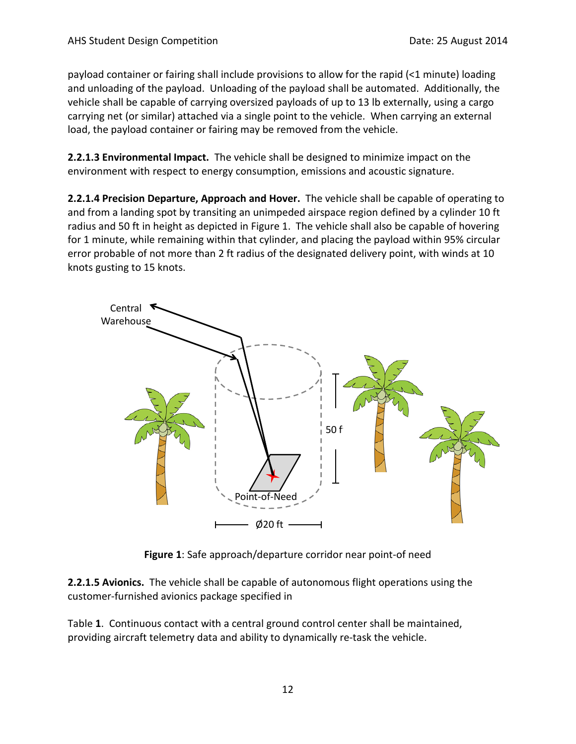payload container or fairing shall include provisions to allow for the rapid (<1 minute) loading and unloading of the payload. Unloading of the payload shall be automated. Additionally, the vehicle shall be capable of carrying oversized payloads of up to 13 lb externally, using a cargo carrying net (or similar) attached via a single point to the vehicle. When carrying an external load, the payload container or fairing may be removed from the vehicle.

**2.2.1.3 Environmental Impact.** The vehicle shall be designed to minimize impact on the environment with respect to energy consumption, emissions and acoustic signature.

**2.2.1.4 Precision Departure, Approach and Hover.** The vehicle shall be capable of operating to and from a landing spot by transiting an unimpeded airspace region defined by a cylinder 10 ft radius and 50 ft in height as depicted in Figure 1. The vehicle shall also be capable of hovering for 1 minute, while remaining within that cylinder, and placing the payload within 95% circular error probable of not more than 2 ft radius of the designated delivery point, with winds at 10 knots gusting to 15 knots.

**Figure 1**: Safe approach/departure corridor near point-of need

**2.2.1.5 Avionics.** The vehicle shall be capable of autonomous flight operations using the customer-furnished avionics package specified in

Table **1**. Continuous contact with a central ground control center shall be maintained, providing aircraft telemetry data and ability to dynamically re-task the vehicle.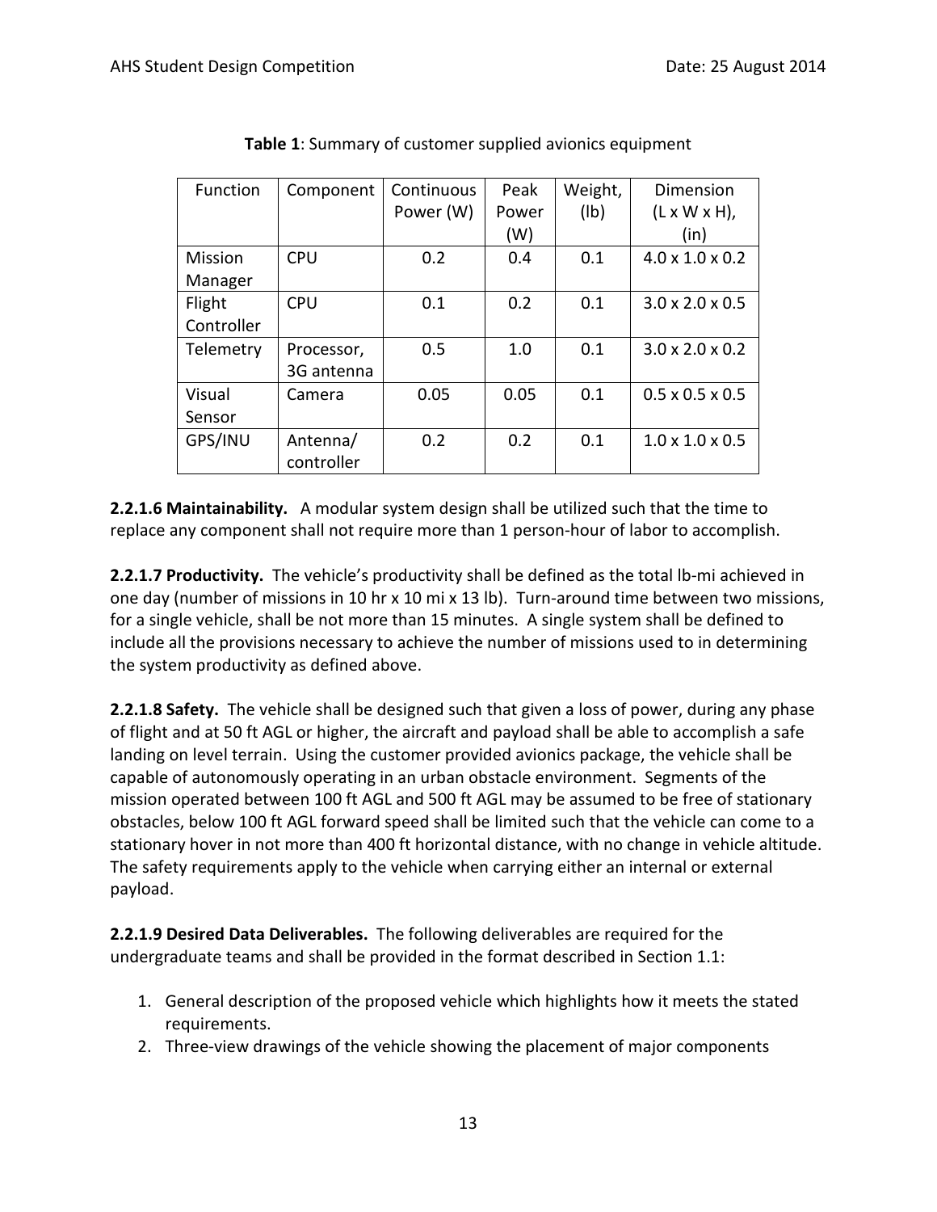**Table 1**: Summary of customer supplied avionics equipment

| Function | Component | Continuous Power (W) | Peak Power (W) | Weight, (lb) | Dimension (L x W x H), (in) |
|---|---|---|---|---|---|
| Mission Manager | CPU | 0.2 | 0.4 | 0.1 | 4.0 x 1.0 x 0.2 |
| Flight Controller | CPU | 0.1 | 0.2 | 0.1 | 3.0 x 2.0 x 0.5 |
| Telemetry | Processor, 3G antenna | 0.5 | 1.0 | 0.1 | 3.0 x 2.0 x 0.2 |
| Visual Sensor | Camera | 0.05 | 0.05 | 0.1 | 0.5 x 0.5 x 0.5 |
| GPS/INU | Antenna/ controller | 0.2 | 0.2 | 0.1 | 1.0 x 1.0 x 0.5 |

**2.2.1.6 Maintainability.** A modular system design shall be utilized such that the time to replace any component shall not require more than 1 person-hour of labor to accomplish.

**2.2.1.7 Productivity.** The vehicle's productivity shall be defined as the total lb-mi achieved in one day (number of missions in 10 hr x 10 mi x 13 lb). Turn-around time between two missions, for a single vehicle, shall be not more than 15 minutes. A single system shall be defined to include all the provisions necessary to achieve the number of missions used to in determining the system productivity as defined above.

**2.2.1.8 Safety.** The vehicle shall be designed such that given a loss of power, during any phase of flight and at 50 ft AGL or higher, the aircraft and payload shall be able to accomplish a safe landing on level terrain. Using the customer provided avionics package, the vehicle shall be capable of autonomously operating in an urban obstacle environment. Segments of the mission operated between 100 ft AGL and 500 ft AGL may be assumed to be free of stationary obstacles, below 100 ft AGL forward speed shall be limited such that the vehicle can come to a stationary hover in not more than 400 ft horizontal distance, with no change in vehicle altitude. The safety requirements apply to the vehicle when carrying either an internal or external payload.

**2.2.1.9 Desired Data Deliverables.** The following deliverables are required for the undergraduate teams and shall be provided in the format described in Section 1.1:

1. General description of the proposed vehicle which highlights how it meets the stated requirements.
2. Three-view drawings of the vehicle showing the placement of major components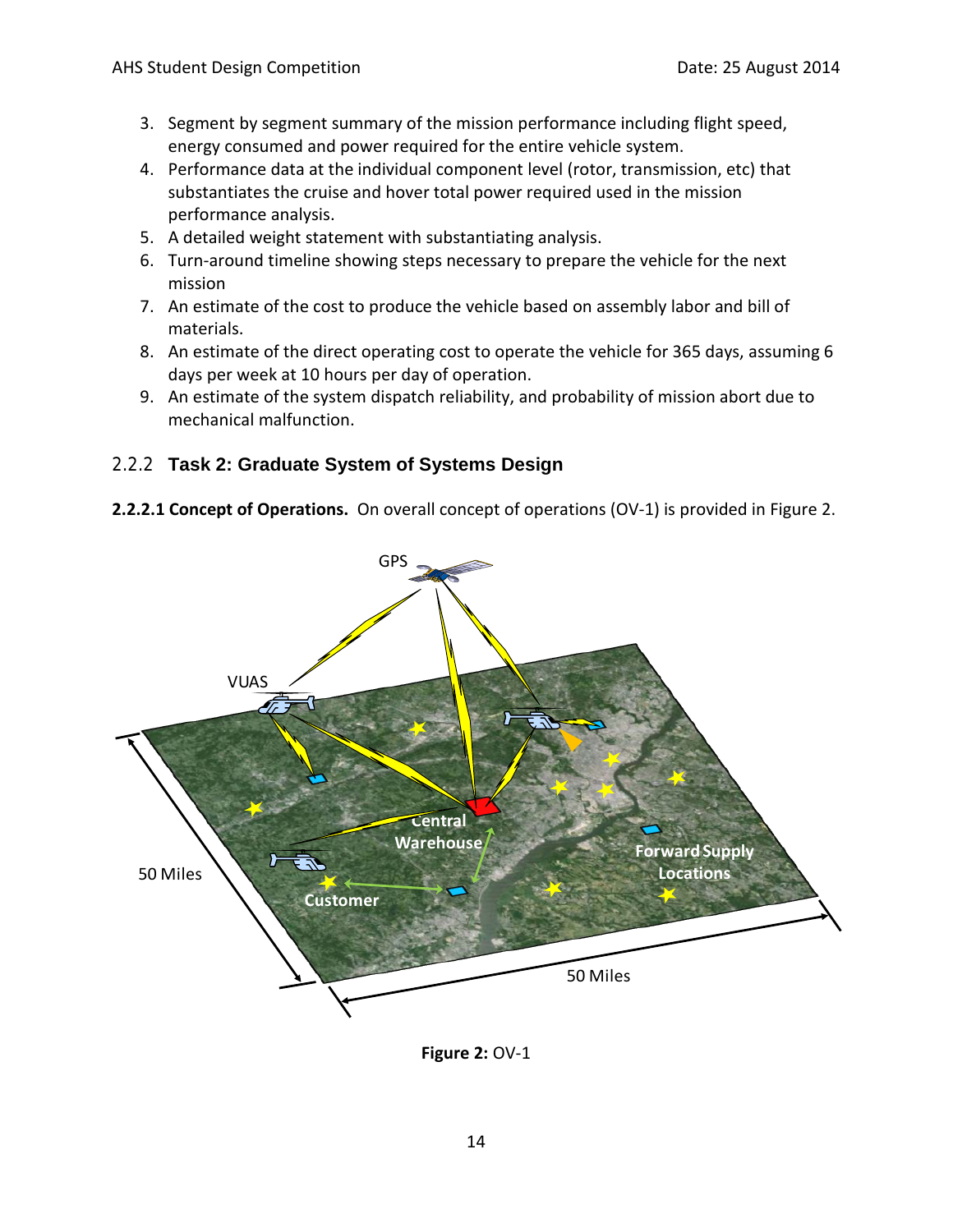3. Segment by segment summary of the mission performance including flight speed, energy consumed and power required for the entire vehicle system.
4. Performance data at the individual component level (rotor, transmission, etc) that substantiates the cruise and hover total power required used in the mission performance analysis.
5. A detailed weight statement with substantiating analysis.
6. Turn-around timeline showing steps necessary to prepare the vehicle for the next mission
7. An estimate of the cost to produce the vehicle based on assembly labor and bill of materials.
8. An estimate of the direct operating cost to operate the vehicle for 365 days, assuming 6 days per week at 10 hours per day of operation.
9. An estimate of the system dispatch reliability, and probability of mission abort due to mechanical malfunction.

### 2.2.2 Task 2: Graduate System of Systems Design

**2.2.2.1 Concept of Operations.** On overall concept of operations (OV-1) is provided in Figure 2.

**Figure 2:** OV-1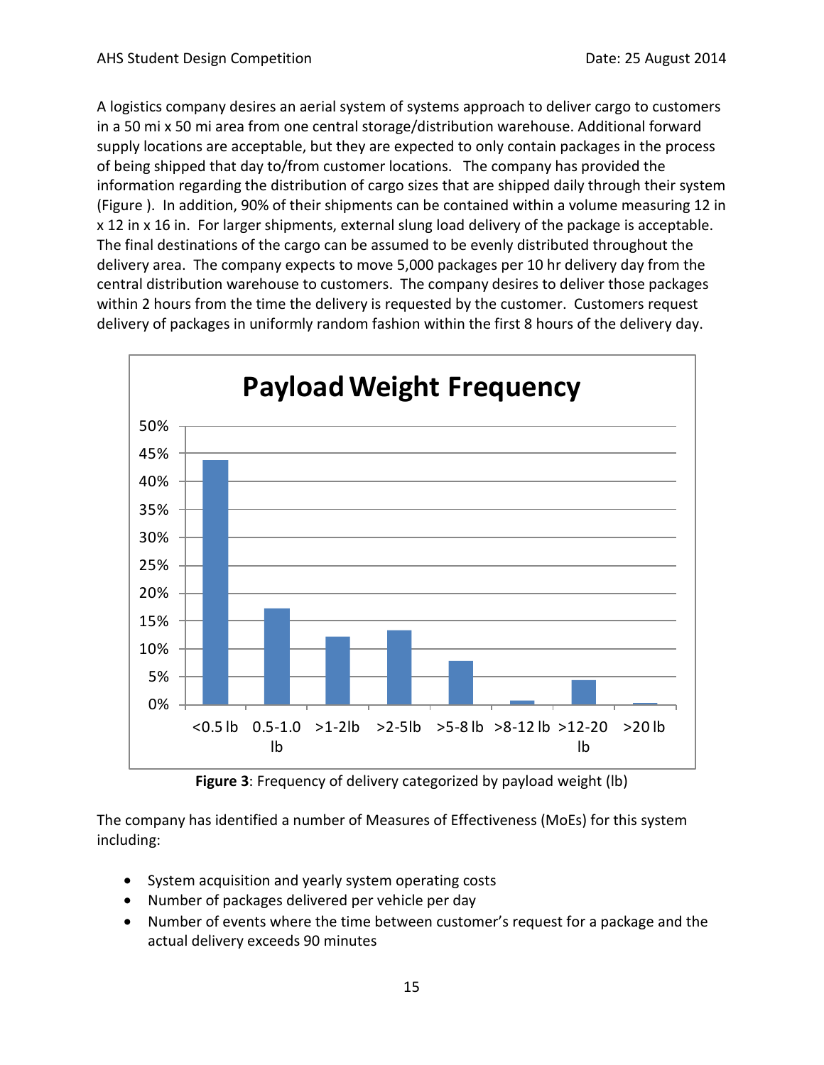A logistics company desires an aerial system of systems approach to deliver cargo to customers in a 50 mi x 50 mi area from one central storage/distribution warehouse. Additional forward supply locations are acceptable, but they are expected to only contain packages in the process of being shipped that day to/from customer locations. The company has provided the information regarding the distribution of cargo sizes that are shipped daily through their system (Figure ). In addition, 90% of their shipments can be contained within a volume measuring 12 in x 12 in x 16 in. For larger shipments, external slung load delivery of the package is acceptable. The final destinations of the cargo can be assumed to be evenly distributed throughout the delivery area. The company expects to move 5,000 packages per 10 hr delivery day from the central distribution warehouse to customers. The company desires to deliver those packages within 2 hours from the time the delivery is requested by the customer. Customers request delivery of packages in uniformly random fashion within the first 8 hours of the delivery day.

**Payload Weight Frequency**

| Payload weight | Frequency (approx.) |
|---|---|
| <0.5 lb | 44% |
| 0.5-1.0 lb | 17% |
| >1-2lb | 12% |
| >2-5lb | 13% |
| >5-8 lb | 8% |
| >8-12 lb | 1% |
| >12-20 lb | 4% |
| >20 lb | <1% |

**Figure 3**: Frequency of delivery categorized by payload weight (lb)

The company has identified a number of Measures of Effectiveness (MoEs) for this system including:

- System acquisition and yearly system operating costs
- Number of packages delivered per vehicle per day
- Number of events where the time between customer's request for a package and the actual delivery exceeds 90 minutes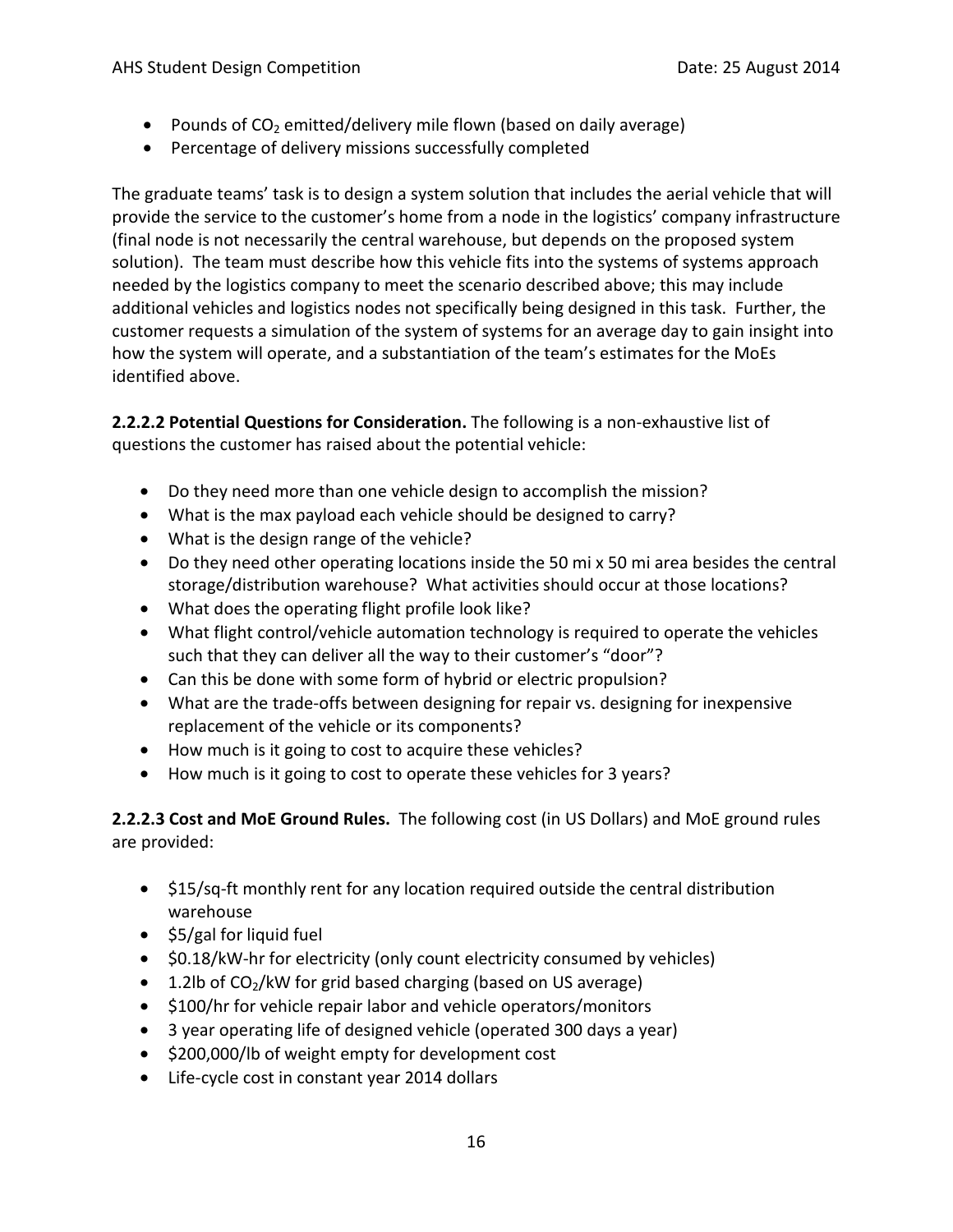- Pounds of $CO_2$ emitted/delivery mile flown (based on daily average)
- Percentage of delivery missions successfully completed

The graduate teams' task is to design a system solution that includes the aerial vehicle that will provide the service to the customer's home from a node in the logistics' company infrastructure (final node is not necessarily the central warehouse, but depends on the proposed system solution). The team must describe how this vehicle fits into the systems of systems approach needed by the logistics company to meet the scenario described above; this may include additional vehicles and logistics nodes not specifically being designed in this task. Further, the customer requests a simulation of the system of systems for an average day to gain insight into how the system will operate, and a substantiation of the team's estimates for the MoEs identified above.

**2.2.2.2 Potential Questions for Consideration.** The following is a non-exhaustive list of questions the customer has raised about the potential vehicle:

- Do they need more than one vehicle design to accomplish the mission?
- What is the max payload each vehicle should be designed to carry?
- What is the design range of the vehicle?
- Do they need other operating locations inside the 50 mi x 50 mi area besides the central storage/distribution warehouse? What activities should occur at those locations?
- What does the operating flight profile look like?
- What flight control/vehicle automation technology is required to operate the vehicles such that they can deliver all the way to their customer's "door"?
- Can this be done with some form of hybrid or electric propulsion?
- What are the trade-offs between designing for repair vs. designing for inexpensive replacement of the vehicle or its components?
- How much is it going to cost to acquire these vehicles?
- How much is it going to cost to operate these vehicles for 3 years?

**2.2.2.3 Cost and MoE Ground Rules.** The following cost (in US Dollars) and MoE ground rules are provided:

- \$15/sq-ft monthly rent for any location required outside the central distribution warehouse
- \$5/gal for liquid fuel
- \$0.18/kW-hr for electricity (only count electricity consumed by vehicles)
- 1.2lb of $CO_2$/kW for grid based charging (based on US average)
- \$100/hr for vehicle repair labor and vehicle operators/monitors
- 3 year operating life of designed vehicle (operated 300 days a year)
- \$200,000/lb of weight empty for development cost
- Life-cycle cost in constant year 2014 dollars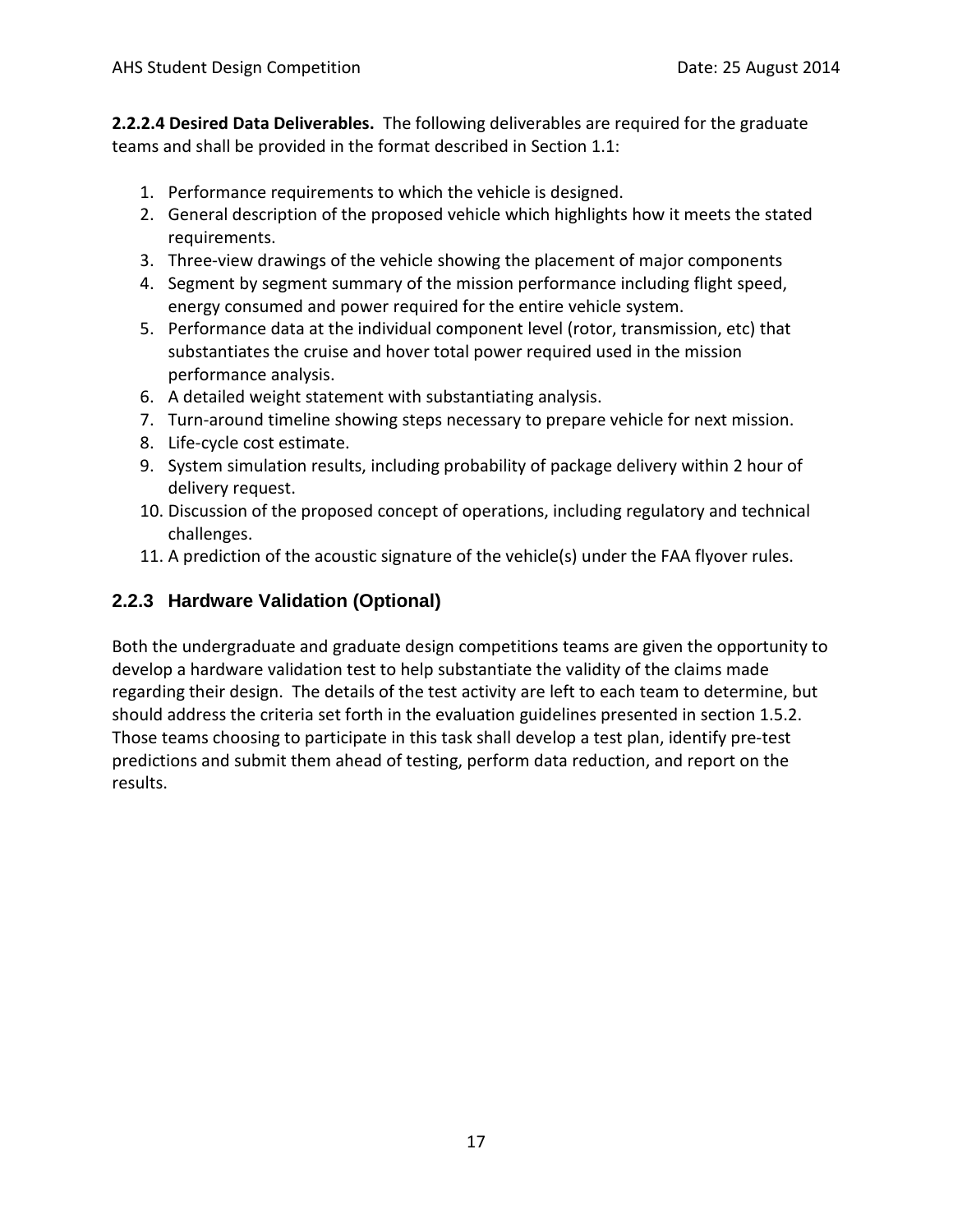**2.2.2.4 Desired Data Deliverables.** The following deliverables are required for the graduate teams and shall be provided in the format described in Section 1.1:

1. Performance requirements to which the vehicle is designed.
2. General description of the proposed vehicle which highlights how it meets the stated requirements.
3. Three-view drawings of the vehicle showing the placement of major components
4. Segment by segment summary of the mission performance including flight speed, energy consumed and power required for the entire vehicle system.
5. Performance data at the individual component level (rotor, transmission, etc) that substantiates the cruise and hover total power required used in the mission performance analysis.
6. A detailed weight statement with substantiating analysis.
7. Turn-around timeline showing steps necessary to prepare vehicle for next mission.
8. Life-cycle cost estimate.
9. System simulation results, including probability of package delivery within 2 hour of delivery request.
10. Discussion of the proposed concept of operations, including regulatory and technical challenges.
11. A prediction of the acoustic signature of the vehicle(s) under the FAA flyover rules.

### 2.2.3 Hardware Validation (Optional)

Both the undergraduate and graduate design competitions teams are given the opportunity to develop a hardware validation test to help substantiate the validity of the claims made regarding their design. The details of the test activity are left to each team to determine, but should address the criteria set forth in the evaluation guidelines presented in section 1.5.2. Those teams choosing to participate in this task shall develop a test plan, identify pre-test predictions and submit them ahead of testing, perform data reduction, and report on the results.